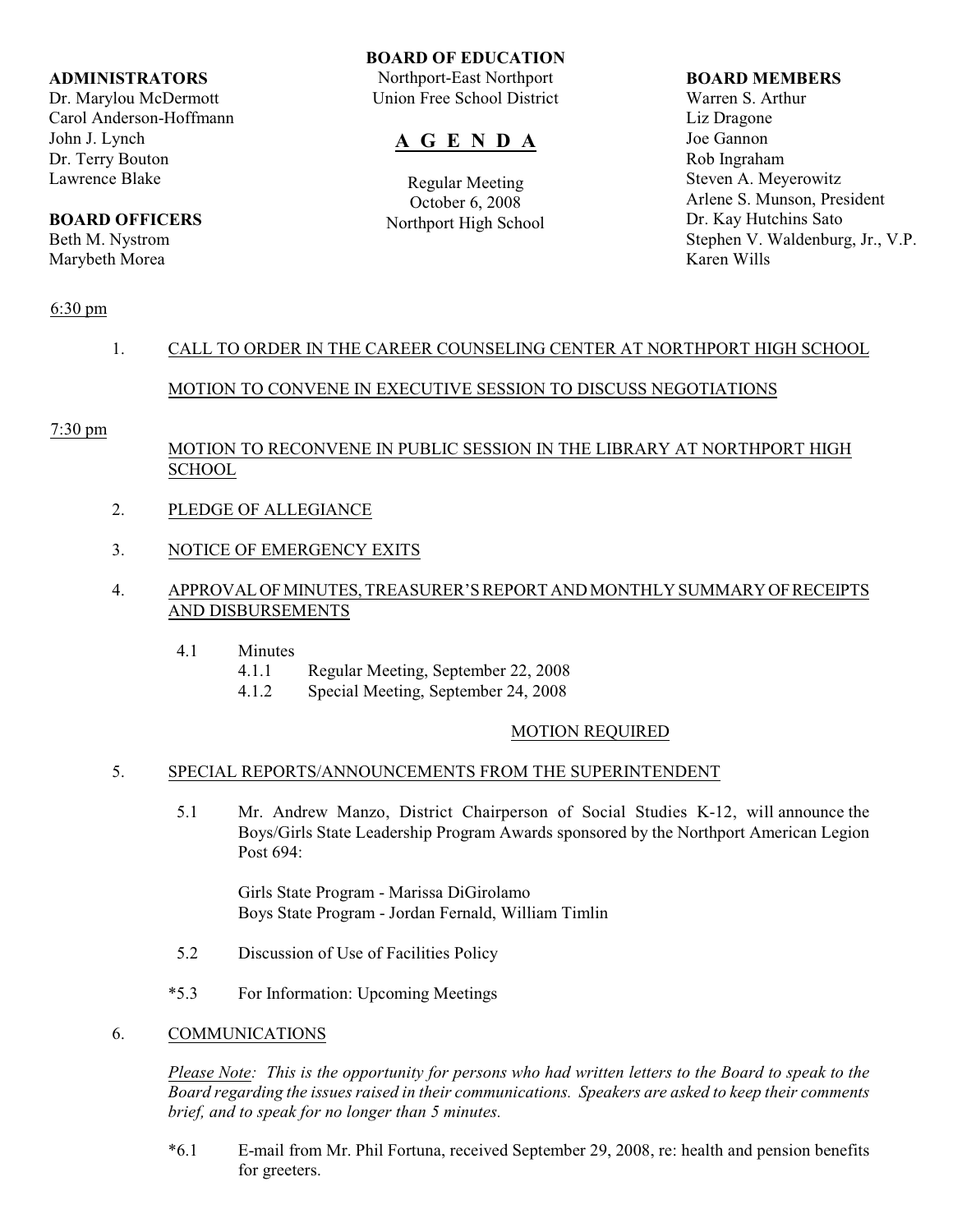**ADMINISTRATORS**
Dr. Marylou McDermott
Carol Anderson-Hoffmann
John J. Lynch
Dr. Terry Bouton
Lawrence Blake

**BOARD OFFICERS**
Beth M. Nystrom
Marybeth Morea

**BOARD OF EDUCATION**
Northport-East Northport
Union Free School District

# A G E N D A

Regular Meeting
October 6, 2008
Northport High School

**BOARD MEMBERS**
Warren S. Arthur
Liz Dragone
Joe Gannon
Rob Ingraham
Steven A. Meyerowitz
Arlene S. Munson, President
Dr. Kay Hutchins Sato
Stephen V. Waldenburg, Jr., V.P.
Karen Wills

6:30 pm

1. CALL TO ORDER IN THE CAREER COUNSELING CENTER AT NORTHPORT HIGH SCHOOL

   MOTION TO CONVENE IN EXECUTIVE SESSION TO DISCUSS NEGOTIATIONS

7:30 pm

   MOTION TO RECONVENE IN PUBLIC SESSION IN THE LIBRARY AT NORTHPORT HIGH SCHOOL

2. PLEDGE OF ALLEGIANCE

3. NOTICE OF EMERGENCY EXITS

4. APPROVAL OF MINUTES, TREASURER'S REPORT AND MONTHLY SUMMARY OF RECEIPTS AND DISBURSEMENTS

   4.1 Minutes
      4.1.1 Regular Meeting, September 22, 2008
      4.1.2 Special Meeting, September 24, 2008

   MOTION REQUIRED

5. SPECIAL REPORTS/ANNOUNCEMENTS FROM THE SUPERINTENDENT

   5.1 Mr. Andrew Manzo, District Chairperson of Social Studies K-12, will announce the Boys/Girls State Leadership Program Awards sponsored by the Northport American Legion Post 694:

   Girls State Program - Marissa DiGirolamo
   Boys State Program - Jordan Fernald, William Timlin

   5.2 Discussion of Use of Facilities Policy

   *5.3 For Information: Upcoming Meetings

6. COMMUNICATIONS

   *Please Note: This is the opportunity for persons who had written letters to the Board to speak to the Board regarding the issues raised in their communications. Speakers are asked to keep their comments brief, and to speak for no longer than 5 minutes.*

   *6.1 E-mail from Mr. Phil Fortuna, received September 29, 2008, re: health and pension benefits for greeters.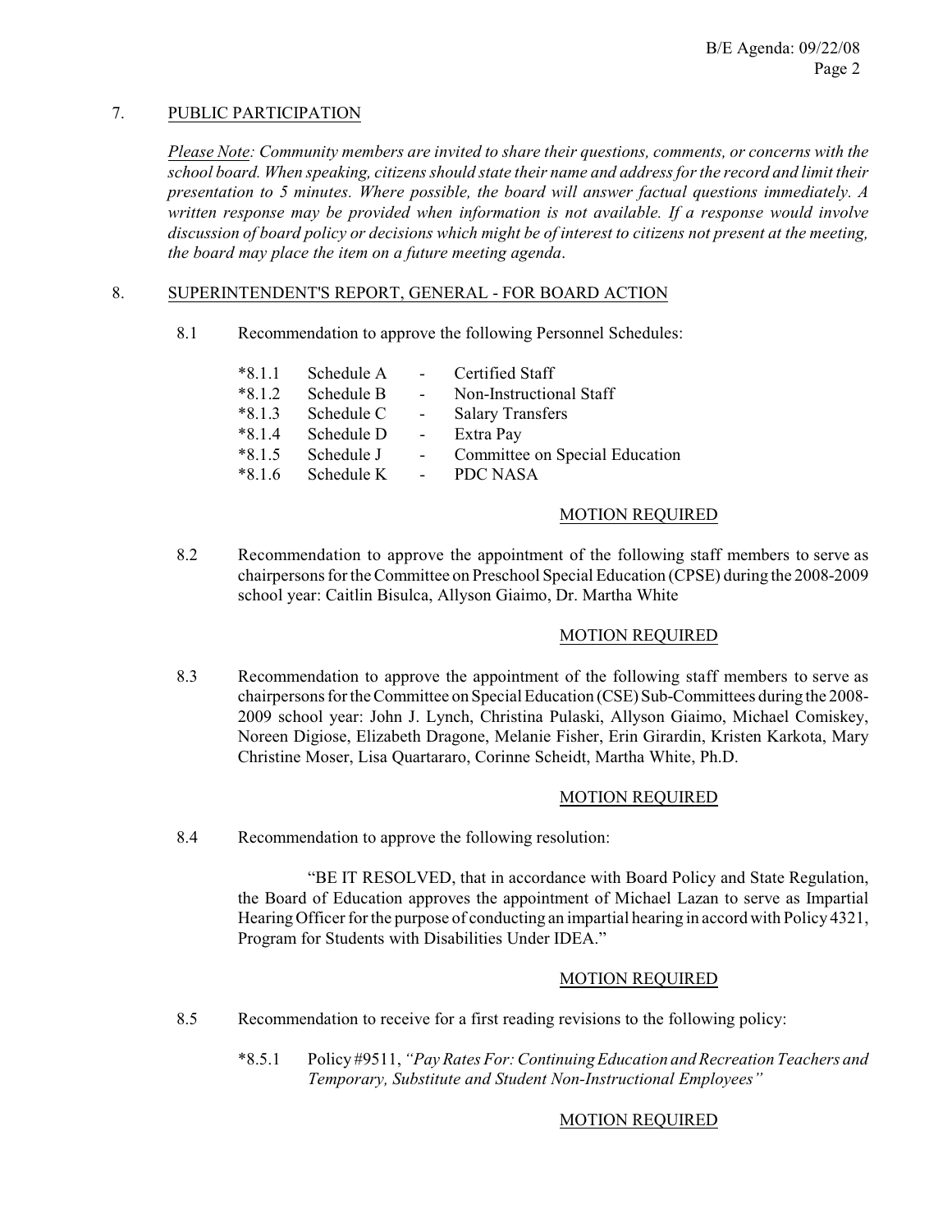## 7. PUBLIC PARTICIPATION

*Please Note: Community members are invited to share their questions, comments, or concerns with the school board. When speaking, citizens should state their name and address for the record and limit their presentation to 5 minutes. Where possible, the board will answer factual questions immediately. A written response may be provided when information is not available. If a response would involve discussion of board policy or decisions which might be of interest to citizens not present at the meeting, the board may place the item on a future meeting agenda.*

## 8. SUPERINTENDENT'S REPORT, GENERAL - FOR BOARD ACTION

8.1 Recommendation to approve the following Personnel Schedules:

| | | | |
|---|---|---|---|
| *8.1.1 | Schedule A | - | Certified Staff |
| *8.1.2 | Schedule B | - | Non-Instructional Staff |
| *8.1.3 | Schedule C | - | Salary Transfers |
| *8.1.4 | Schedule D | - | Extra Pay |
| *8.1.5 | Schedule J | - | Committee on Special Education |
| *8.1.6 | Schedule K | - | PDC NASA |

MOTION REQUIRED

8.2 Recommendation to approve the appointment of the following staff members to serve as chairpersons for the Committee on Preschool Special Education (CPSE) during the 2008-2009 school year: Caitlin Bisulca, Allyson Giaimo, Dr. Martha White

MOTION REQUIRED

8.3 Recommendation to approve the appointment of the following staff members to serve as chairpersons for the Committee on Special Education (CSE) Sub-Committees during the 2008-2009 school year: John J. Lynch, Christina Pulaski, Allyson Giaimo, Michael Comiskey, Noreen Digiose, Elizabeth Dragone, Melanie Fisher, Erin Girardin, Kristen Karkota, Mary Christine Moser, Lisa Quartararo, Corinne Scheidt, Martha White, Ph.D.

MOTION REQUIRED

8.4 Recommendation to approve the following resolution:

"BE IT RESOLVED, that in accordance with Board Policy and State Regulation, the Board of Education approves the appointment of Michael Lazan to serve as Impartial Hearing Officer for the purpose of conducting an impartial hearing in accord with Policy 4321, Program for Students with Disabilities Under IDEA."

MOTION REQUIRED

8.5 Recommendation to receive for a first reading revisions to the following policy:

*8.5.1 Policy #9511, *"Pay Rates For: Continuing Education and Recreation Teachers and Temporary, Substitute and Student Non-Instructional Employees"*

MOTION REQUIRED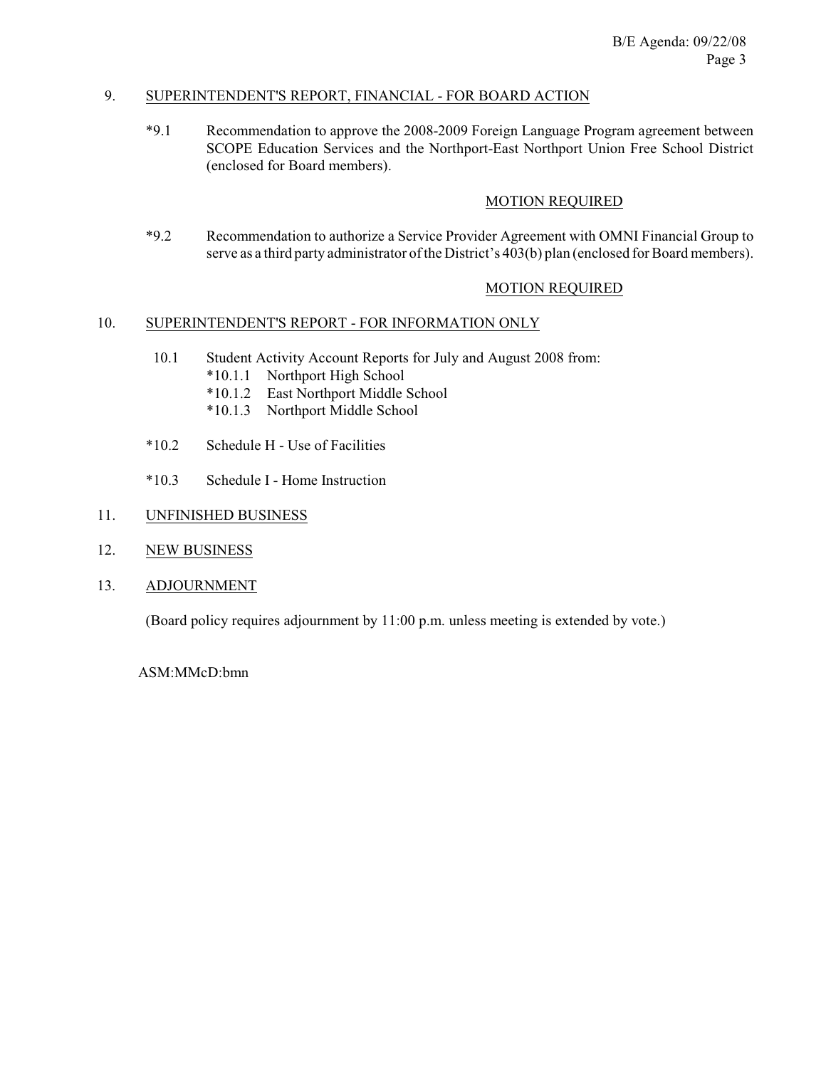9. SUPERINTENDENT'S REPORT, FINANCIAL - FOR BOARD ACTION

   *9.1 Recommendation to approve the 2008-2009 Foreign Language Program agreement between SCOPE Education Services and the Northport-East Northport Union Free School District (enclosed for Board members).

   MOTION REQUIRED

   *9.2 Recommendation to authorize a Service Provider Agreement with OMNI Financial Group to serve as a third party administrator of the District's 403(b) plan (enclosed for Board members).

   MOTION REQUIRED

10. SUPERINTENDENT'S REPORT - FOR INFORMATION ONLY

    10.1 Student Activity Account Reports for July and August 2008 from:
    - *10.1.1 Northport High School
    - *10.1.2 East Northport Middle School
    - *10.1.3 Northport Middle School

    *10.2 Schedule H - Use of Facilities

    *10.3 Schedule I - Home Instruction

11. UNFINISHED BUSINESS

12. NEW BUSINESS

13. ADJOURNMENT

    (Board policy requires adjournment by 11:00 p.m. unless meeting is extended by vote.)

ASM:MMcD:bmn